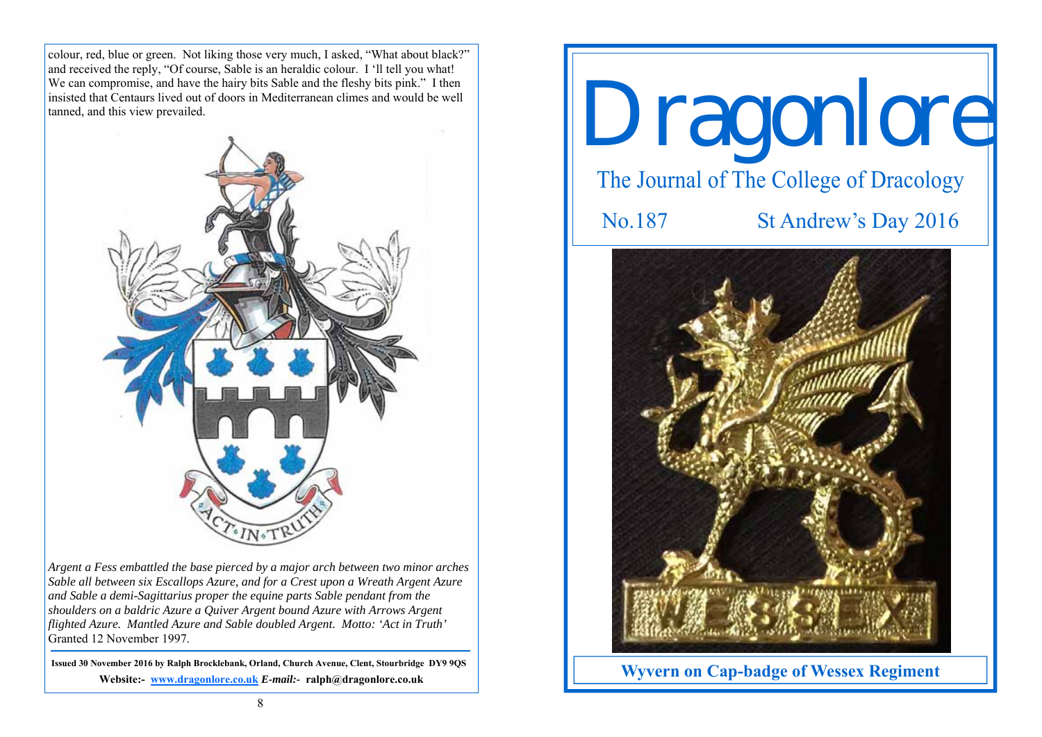colour, red, blue or green. Not liking those very much, I asked, "What about black?" and received the reply, "Of course, Sable is an heraldic colour. I 'll tell you what! We can compromise, and have the hairy bits Sable and the fleshy bits pink." I then insisted that Centaurs lived out of doors in Mediterranean climes and would be well tanned, and this view prevailed.

*Argent a Fess embattled the base pierced by a major arch between two minor arches Sable all between six Escallops Azure, and for a Crest upon a Wreath Argent Azure and Sable a demi-Sagittarius proper the equine parts Sable pendant from the shoulders on a baldric Azure a Quiver Argent bound Azure with Arrows Argent flighted Azure. Mantled Azure and Sable doubled Argent. Motto: 'Act in Truth'* Granted 12 November 1997.

**Issued 30 November 2016 by Ralph Brocklebank, Orland, Church Avenue, Clent, Stourbridge DY9 9QS**

**Website:- [www.dragonlore.co.uk](http://www.dragonlore.co.uk) *E-mail:-* ralph@dragonlore.co.uk**

# Dragonlore

## The Journal of The College of Dracology

No.187 St Andrew's Day 2016

**Wyvern on Cap-badge of Wessex Regiment**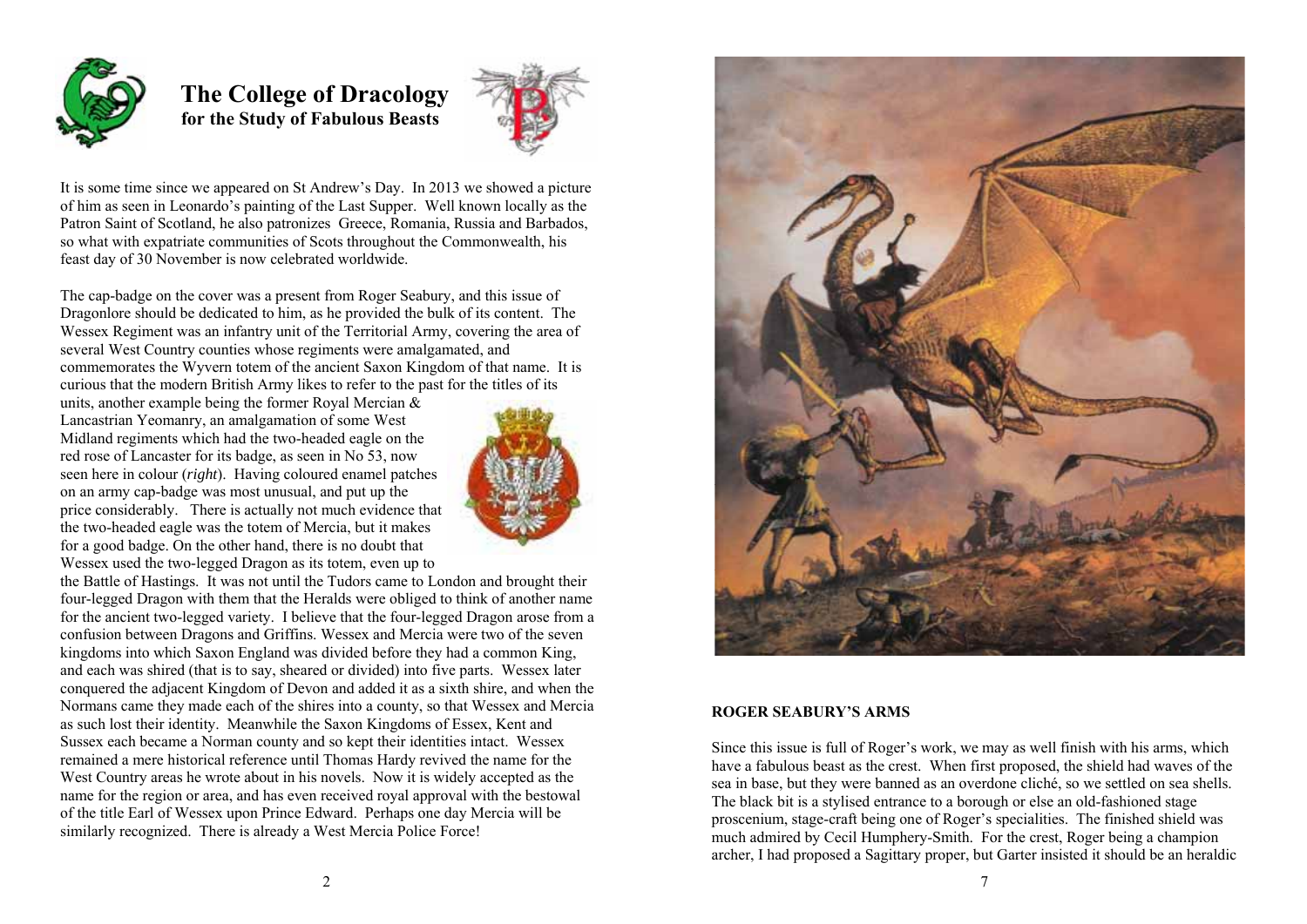# The College of Dracology
**for the Study of Fabulous Beasts**

It is some time since we appeared on St Andrew's Day. In 2013 we showed a picture of him as seen in Leonardo's painting of the Last Supper. Well known locally as the Patron Saint of Scotland, he also patronizes Greece, Romania, Russia and Barbados, so what with expatriate communities of Scots throughout the Commonwealth, his feast day of 30 November is now celebrated worldwide.

The cap-badge on the cover was a present from Roger Seabury, and this issue of Dragonlore should be dedicated to him, as he provided the bulk of its content. The Wessex Regiment was an infantry unit of the Territorial Army, covering the area of several West Country counties whose regiments were amalgamated, and commemorates the Wyvern totem of the ancient Saxon Kingdom of that name. It is curious that the modern British Army likes to refer to the past for the titles of its units, another example being the former Royal Mercian & Lancastrian Yeomanry, an amalgamation of some West Midland regiments which had the two-headed eagle on the red rose of Lancaster for its badge, as seen in No 53, now seen here in colour (*right*). Having coloured enamel patches on an army cap-badge was most unusual, and put up the price considerably. There is actually not much evidence that the two-headed eagle was the totem of Mercia, but it makes for a good badge. On the other hand, there is no doubt that Wessex used the two-legged Dragon as its totem, even up to the Battle of Hastings. It was not until the Tudors came to London and brought their four-legged Dragon with them that the Heralds were obliged to think of another name for the ancient two-legged variety. I believe that the four-legged Dragon arose from a confusion between Dragons and Griffins. Wessex and Mercia were two of the seven kingdoms into which Saxon England was divided before they had a common King, and each was shired (that is to say, sheared or divided) into five parts. Wessex later conquered the adjacent Kingdom of Devon and added it as a sixth shire, and when the Normans came they made each of the shires into a county, so that Wessex and Mercia as such lost their identity. Meanwhile the Saxon Kingdoms of Essex, Kent and Sussex each became a Norman county and so kept their identities intact. Wessex remained a mere historical reference until Thomas Hardy revived the name for the West Country areas he wrote about in his novels. Now it is widely accepted as the name for the region or area, and has even received royal approval with the bestowal of the title Earl of Wessex upon Prince Edward. Perhaps one day Mercia will be similarly recognized. There is already a West Mercia Police Force!

**ROGER SEABURY'S ARMS**

Since this issue is full of Roger's work, we may as well finish with his arms, which have a fabulous beast as the crest. When first proposed, the shield had waves of the sea in base, but they were banned as an overdone cliché, so we settled on sea shells. The black bit is a stylised entrance to a borough or else an old-fashioned stage proscenium, stage-craft being one of Roger's specialities. The finished shield was much admired by Cecil Humphery-Smith. For the crest, Roger being a champion archer, I had proposed a Sagittary proper, but Garter insisted it should be an heraldic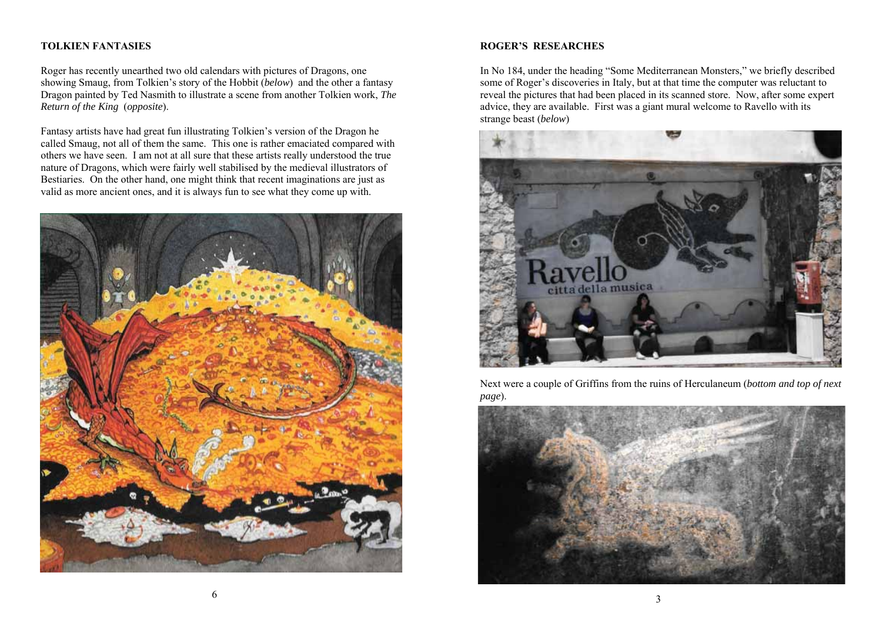## TOLKIEN FANTASIES

Roger has recently unearthed two old calendars with pictures of Dragons, one showing Smaug, from Tolkien's story of the Hobbit (*below*) and the other a fantasy Dragon painted by Ted Nasmith to illustrate a scene from another Tolkien work, *The Return of the King* (*opposite*).

Fantasy artists have had great fun illustrating Tolkien's version of the Dragon he called Smaug, not all of them the same. This one is rather emaciated compared with others we have seen. I am not at all sure that these artists really understood the true nature of Dragons, which were fairly well stabilised by the medieval illustrators of Bestiaries. On the other hand, one might think that recent imaginations are just as valid as more ancient ones, and it is always fun to see what they come up with.

## ROGER'S RESEARCHES

In No 184, under the heading "Some Mediterranean Monsters," we briefly described some of Roger's discoveries in Italy, but at that time the computer was reluctant to reveal the pictures that had been placed in its scanned store. Now, after some expert advice, they are available. First was a giant mural welcome to Ravello with its strange beast (*below*)

Next were a couple of Griffins from the ruins of Herculaneum (*bottom and top of next page*).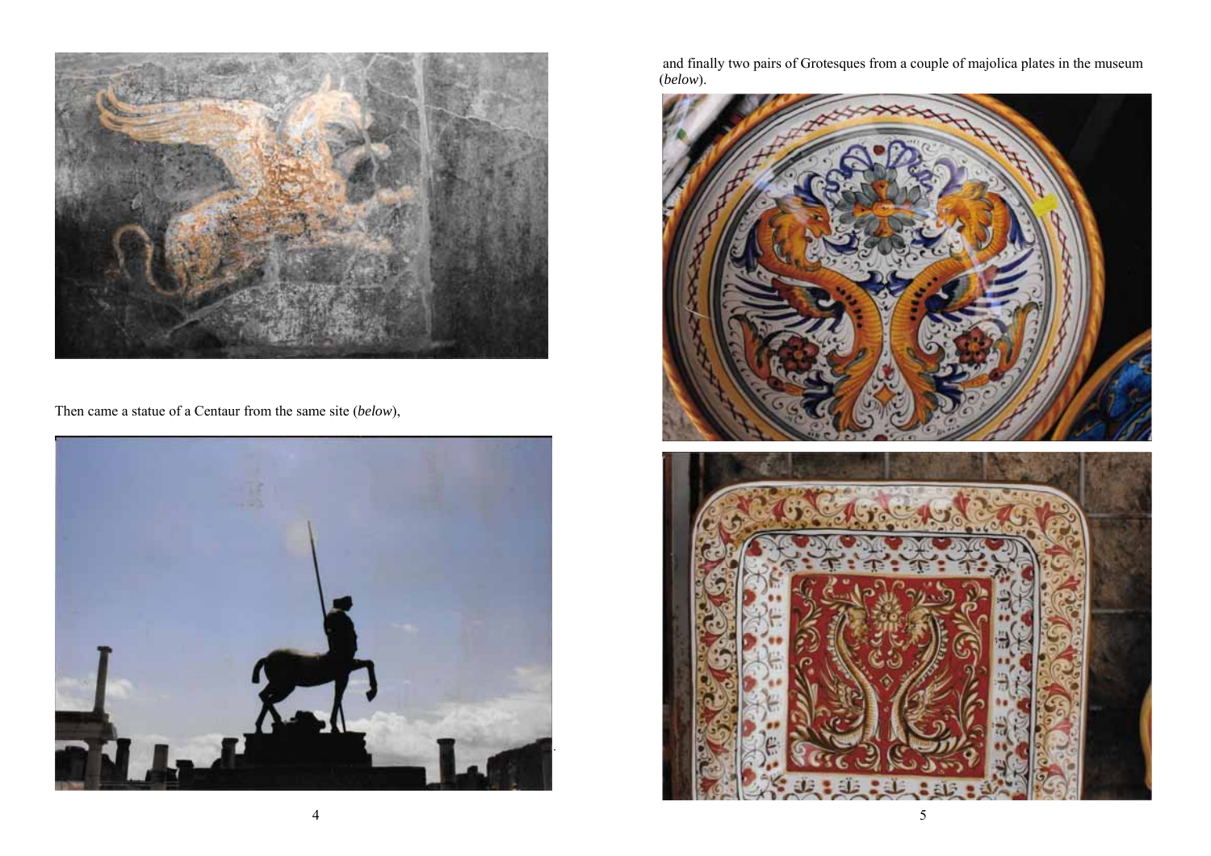Then came a statue of a Centaur from the same site (*below*),

and finally two pairs of Grotesques from a couple of majolica plates in the museum (*below*).